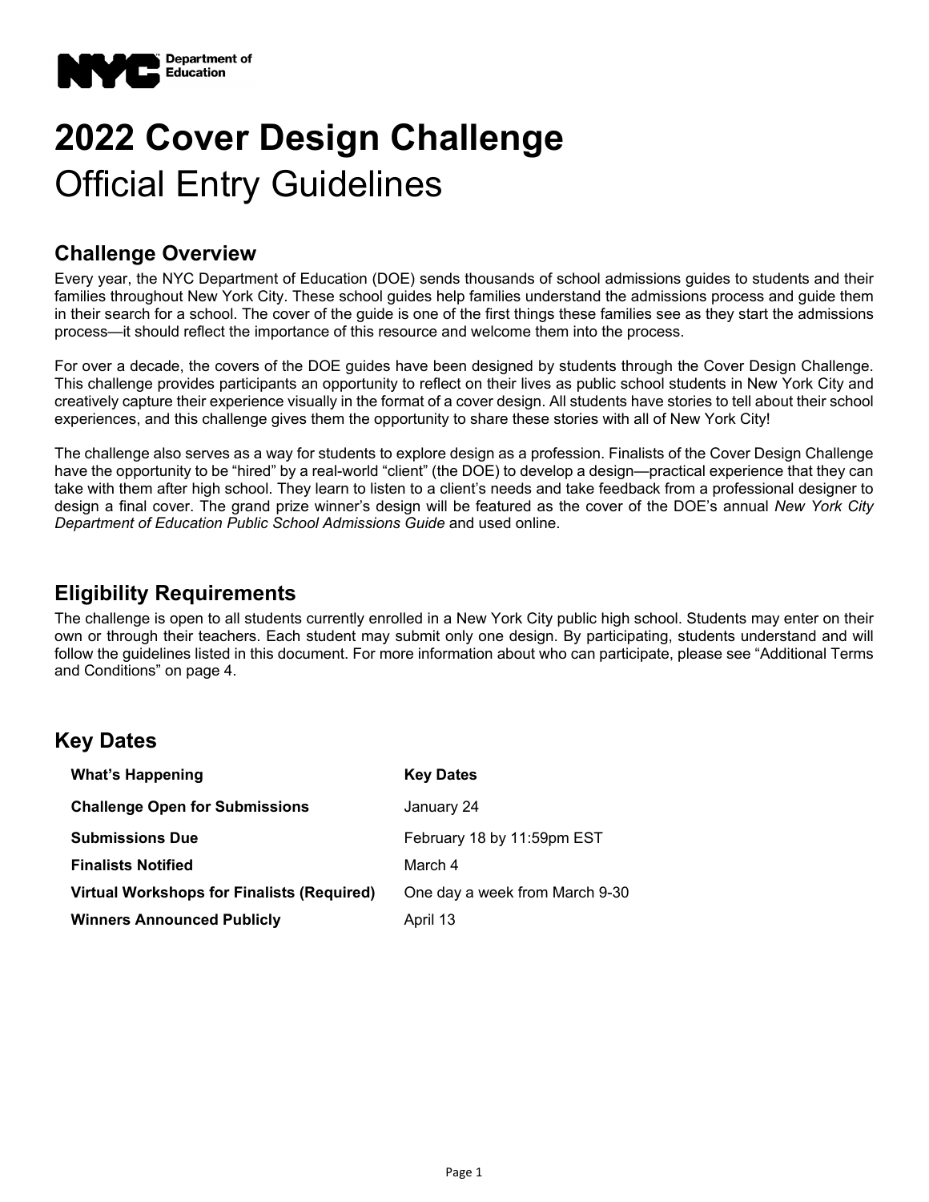NYC Department of Education

# 2022 Cover Design Challenge
Official Entry Guidelines

## Challenge Overview

Every year, the NYC Department of Education (DOE) sends thousands of school admissions guides to students and their families throughout New York City. These school guides help families understand the admissions process and guide them in their search for a school. The cover of the guide is one of the first things these families see as they start the admissions process—it should reflect the importance of this resource and welcome them into the process.

For over a decade, the covers of the DOE guides have been designed by students through the Cover Design Challenge. This challenge provides participants an opportunity to reflect on their lives as public school students in New York City and creatively capture their experience visually in the format of a cover design. All students have stories to tell about their school experiences, and this challenge gives them the opportunity to share these stories with all of New York City!

The challenge also serves as a way for students to explore design as a profession. Finalists of the Cover Design Challenge have the opportunity to be "hired" by a real-world "client" (the DOE) to develop a design—practical experience that they can take with them after high school. They learn to listen to a client's needs and take feedback from a professional designer to design a final cover. The grand prize winner's design will be featured as the cover of the DOE's annual *New York City Department of Education Public School Admissions Guide* and used online.

## Eligibility Requirements

The challenge is open to all students currently enrolled in a New York City public high school. Students may enter on their own or through their teachers. Each student may submit only one design. By participating, students understand and will follow the guidelines listed in this document. For more information about who can participate, please see "Additional Terms and Conditions" on page 4.

## Key Dates

| What's Happening | Key Dates |
|---|---|
| **Challenge Open for Submissions** | January 24 |
| **Submissions Due** | February 18 by 11:59pm EST |
| **Finalists Notified** | March 4 |
| **Virtual Workshops for Finalists (Required)** | One day a week from March 9-30 |
| **Winners Announced Publicly** | April 13 |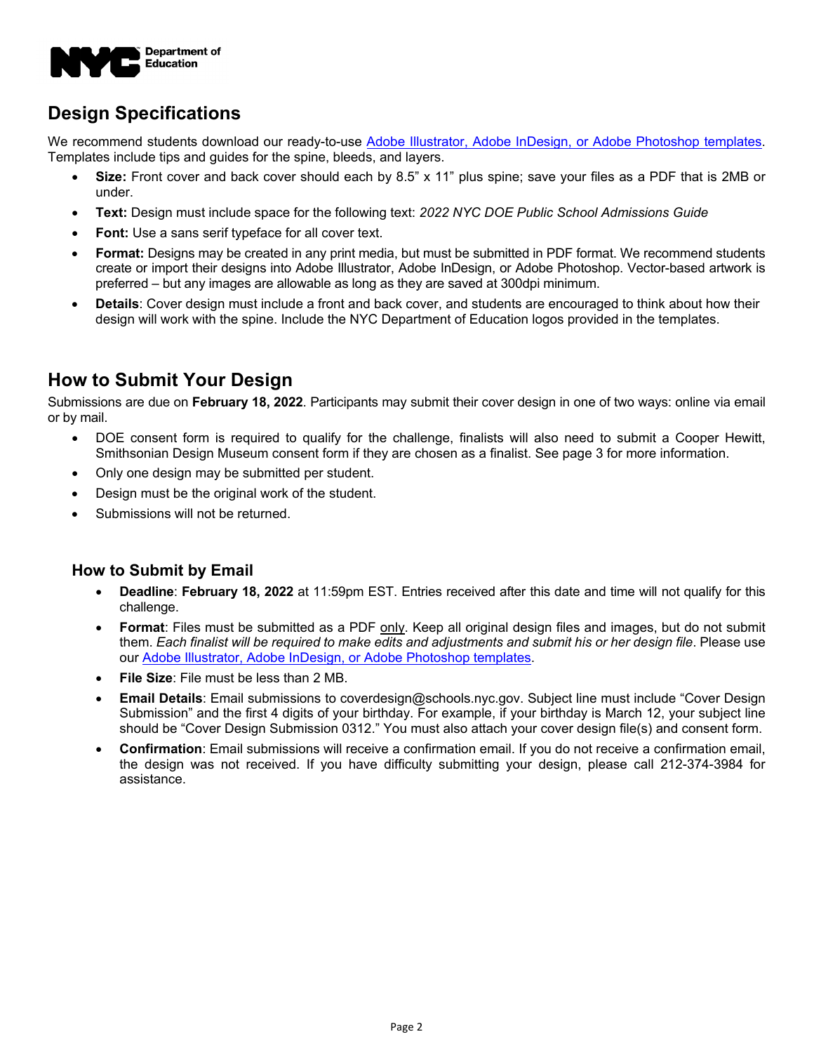# Design Specifications

We recommend students download our ready-to-use [Adobe Illustrator, Adobe InDesign, or Adobe Photoshop templates](). Templates include tips and guides for the spine, bleeds, and layers.

- **Size:** Front cover and back cover should each by 8.5" x 11" plus spine; save your files as a PDF that is 2MB or under.
- **Text:** Design must include space for the following text: *2022 NYC DOE Public School Admissions Guide*
- **Font:** Use a sans serif typeface for all cover text.
- **Format:** Designs may be created in any print media, but must be submitted in PDF format. We recommend students create or import their designs into Adobe Illustrator, Adobe InDesign, or Adobe Photoshop. Vector-based artwork is preferred – but any images are allowable as long as they are saved at 300dpi minimum.
- **Details**: Cover design must include a front and back cover, and students are encouraged to think about how their design will work with the spine. Include the NYC Department of Education logos provided in the templates.

# How to Submit Your Design

Submissions are due on **February 18, 2022**. Participants may submit their cover design in one of two ways: online via email or by mail.

- DOE consent form is required to qualify for the challenge, finalists will also need to submit a Cooper Hewitt, Smithsonian Design Museum consent form if they are chosen as a finalist. See page 3 for more information.
- Only one design may be submitted per student.
- Design must be the original work of the student.
- Submissions will not be returned.

## How to Submit by Email

- **Deadline**: **February 18, 2022** at 11:59pm EST. Entries received after this date and time will not qualify for this challenge.
- **Format**: Files must be submitted as a PDF only. Keep all original design files and images, but do not submit them. *Each finalist will be required to make edits and adjustments and submit his or her design file*. Please use our [Adobe Illustrator, Adobe InDesign, or Adobe Photoshop templates]().
- **File Size**: File must be less than 2 MB.
- **Email Details**: Email submissions to coverdesign@schools.nyc.gov. Subject line must include "Cover Design Submission" and the first 4 digits of your birthday. For example, if your birthday is March 12, your subject line should be "Cover Design Submission 0312." You must also attach your cover design file(s) and consent form.
- **Confirmation**: Email submissions will receive a confirmation email. If you do not receive a confirmation email, the design was not received. If you have difficulty submitting your design, please call 212-374-3984 for assistance.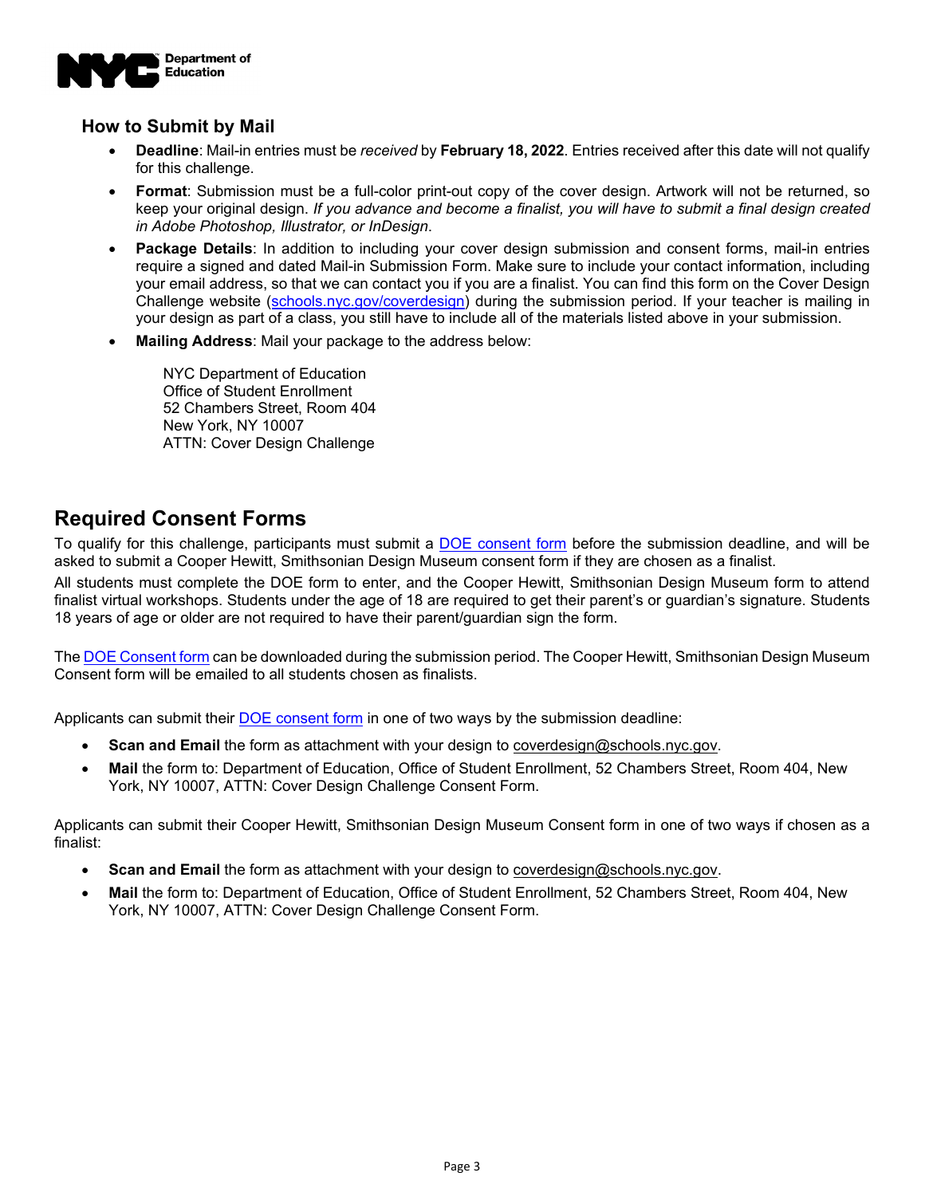### How to Submit by Mail

- **Deadline**: Mail-in entries must be *received* by **February 18, 2022**. Entries received after this date will not qualify for this challenge.
- **Format**: Submission must be a full-color print-out copy of the cover design. Artwork will not be returned, so keep your original design. *If you advance and become a finalist, you will have to submit a final design created in Adobe Photoshop, Illustrator, or InDesign*.
- **Package Details**: In addition to including your cover design submission and consent forms, mail-in entries require a signed and dated Mail-in Submission Form. Make sure to include your contact information, including your email address, so that we can contact you if you are a finalist. You can find this form on the Cover Design Challenge website (schools.nyc.gov/coverdesign) during the submission period. If your teacher is mailing in your design as part of a class, you still have to include all of the materials listed above in your submission.
- **Mailing Address**: Mail your package to the address below:

  NYC Department of Education
  Office of Student Enrollment
  52 Chambers Street, Room 404
  New York, NY 10007
  ATTN: Cover Design Challenge

## Required Consent Forms

To qualify for this challenge, participants must submit a DOE consent form before the submission deadline, and will be asked to submit a Cooper Hewitt, Smithsonian Design Museum consent form if they are chosen as a finalist.

All students must complete the DOE form to enter, and the Cooper Hewitt, Smithsonian Design Museum form to attend finalist virtual workshops. Students under the age of 18 are required to get their parent's or guardian's signature. Students 18 years of age or older are not required to have their parent/guardian sign the form.

The DOE Consent form can be downloaded during the submission period. The Cooper Hewitt, Smithsonian Design Museum Consent form will be emailed to all students chosen as finalists.

Applicants can submit their DOE consent form in one of two ways by the submission deadline:

- **Scan and Email** the form as attachment with your design to coverdesign@schools.nyc.gov.
- **Mail** the form to: Department of Education, Office of Student Enrollment, 52 Chambers Street, Room 404, New York, NY 10007, ATTN: Cover Design Challenge Consent Form.

Applicants can submit their Cooper Hewitt, Smithsonian Design Museum Consent form in one of two ways if chosen as a finalist:

- **Scan and Email** the form as attachment with your design to coverdesign@schools.nyc.gov.
- **Mail** the form to: Department of Education, Office of Student Enrollment, 52 Chambers Street, Room 404, New York, NY 10007, ATTN: Cover Design Challenge Consent Form.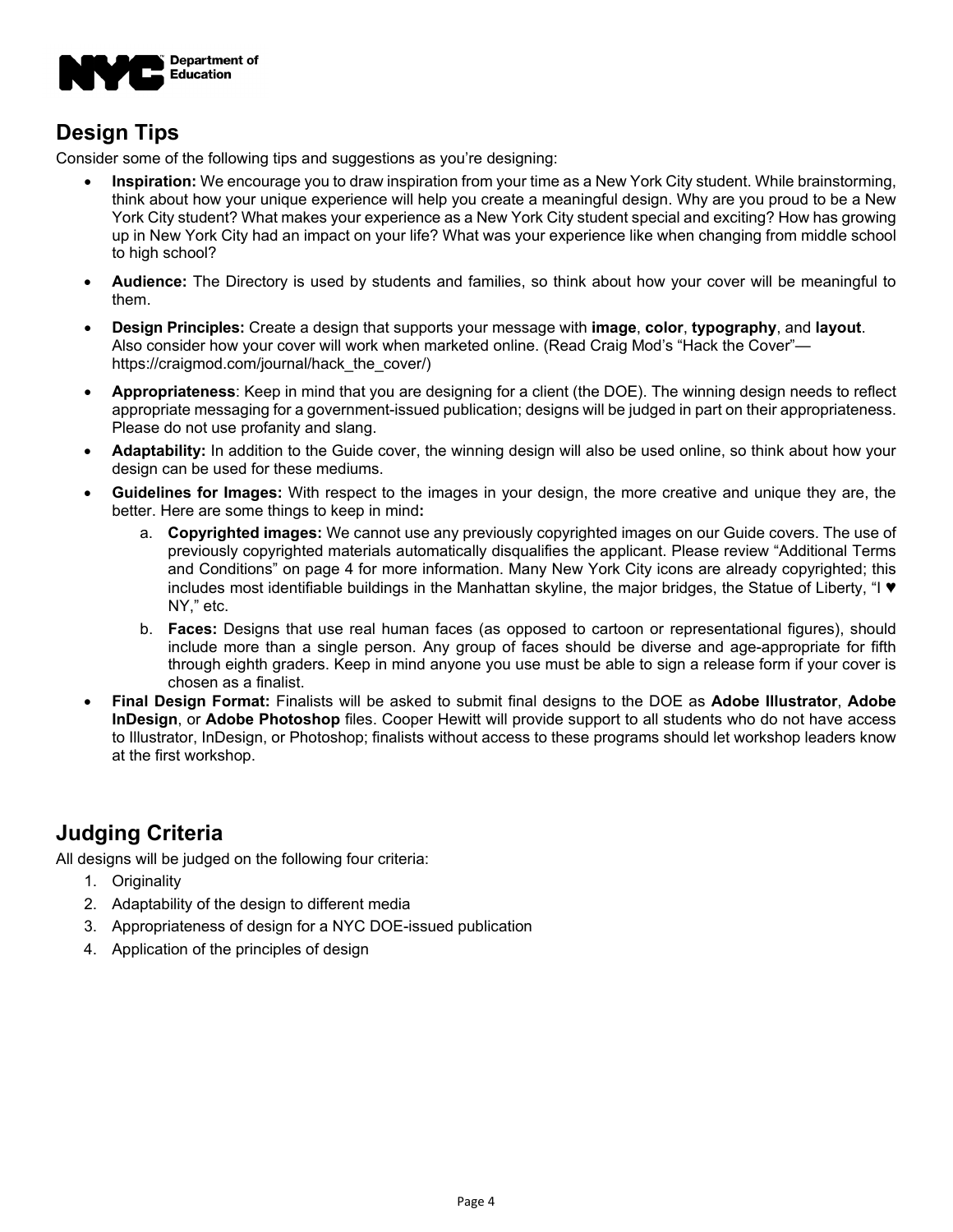## Design Tips

Consider some of the following tips and suggestions as you're designing:

- **Inspiration:** We encourage you to draw inspiration from your time as a New York City student. While brainstorming, think about how your unique experience will help you create a meaningful design. Why are you proud to be a New York City student? What makes your experience as a New York City student special and exciting? How has growing up in New York City had an impact on your life? What was your experience like when changing from middle school to high school?
- **Audience:** The Directory is used by students and families, so think about how your cover will be meaningful to them.
- **Design Principles:** Create a design that supports your message with **image**, **color**, **typography**, and **layout**. Also consider how your cover will work when marketed online. (Read Craig Mod's "Hack the Cover"—https://craigmod.com/journal/hack_the_cover/)
- **Appropriateness**: Keep in mind that you are designing for a client (the DOE). The winning design needs to reflect appropriate messaging for a government-issued publication; designs will be judged in part on their appropriateness. Please do not use profanity and slang.
- **Adaptability:** In addition to the Guide cover, the winning design will also be used online, so think about how your design can be used for these mediums.
- **Guidelines for Images:** With respect to the images in your design, the more creative and unique they are, the better. Here are some things to keep in mind**:**
  a. **Copyrighted images:** We cannot use any previously copyrighted images on our Guide covers. The use of previously copyrighted materials automatically disqualifies the applicant. Please review "Additional Terms and Conditions" on page 4 for more information. Many New York City icons are already copyrighted; this includes most identifiable buildings in the Manhattan skyline, the major bridges, the Statue of Liberty, "I ♥ NY," etc.
  b. **Faces:** Designs that use real human faces (as opposed to cartoon or representational figures), should include more than a single person. Any group of faces should be diverse and age-appropriate for fifth through eighth graders. Keep in mind anyone you use must be able to sign a release form if your cover is chosen as a finalist.
- **Final Design Format:** Finalists will be asked to submit final designs to the DOE as **Adobe Illustrator**, **Adobe InDesign**, or **Adobe Photoshop** files. Cooper Hewitt will provide support to all students who do not have access to Illustrator, InDesign, or Photoshop; finalists without access to these programs should let workshop leaders know at the first workshop.

## Judging Criteria

All designs will be judged on the following four criteria:

1. Originality
2. Adaptability of the design to different media
3. Appropriateness of design for a NYC DOE-issued publication
4. Application of the principles of design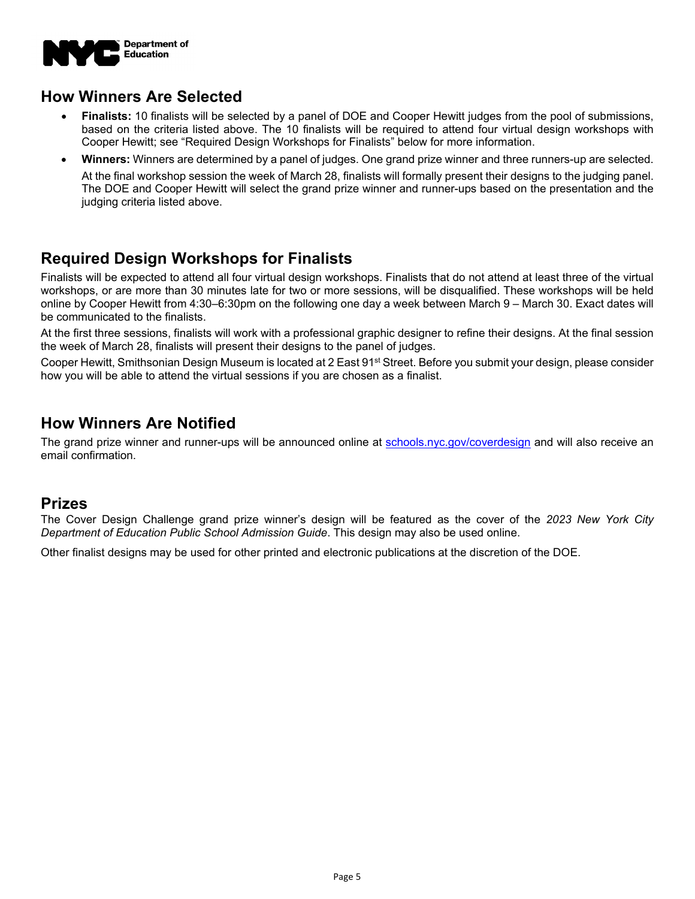## How Winners Are Selected

- **Finalists:** 10 finalists will be selected by a panel of DOE and Cooper Hewitt judges from the pool of submissions, based on the criteria listed above. The 10 finalists will be required to attend four virtual design workshops with Cooper Hewitt; see "Required Design Workshops for Finalists" below for more information.
- **Winners:** Winners are determined by a panel of judges. One grand prize winner and three runners-up are selected.

  At the final workshop session the week of March 28, finalists will formally present their designs to the judging panel. The DOE and Cooper Hewitt will select the grand prize winner and runner-ups based on the presentation and the judging criteria listed above.

## Required Design Workshops for Finalists

Finalists will be expected to attend all four virtual design workshops. Finalists that do not attend at least three of the virtual workshops, or are more than 30 minutes late for two or more sessions, will be disqualified. These workshops will be held online by Cooper Hewitt from 4:30–6:30pm on the following one day a week between March 9 – March 30. Exact dates will be communicated to the finalists.

At the first three sessions, finalists will work with a professional graphic designer to refine their designs. At the final session the week of March 28, finalists will present their designs to the panel of judges.

Cooper Hewitt, Smithsonian Design Museum is located at 2 East 91st Street. Before you submit your design, please consider how you will be able to attend the virtual sessions if you are chosen as a finalist.

## How Winners Are Notified

The grand prize winner and runner-ups will be announced online at [schools.nyc.gov/coverdesign](schools.nyc.gov/coverdesign) and will also receive an email confirmation.

## Prizes

The Cover Design Challenge grand prize winner's design will be featured as the cover of the *2023 New York City Department of Education Public School Admission Guide*. This design may also be used online.

Other finalist designs may be used for other printed and electronic publications at the discretion of the DOE.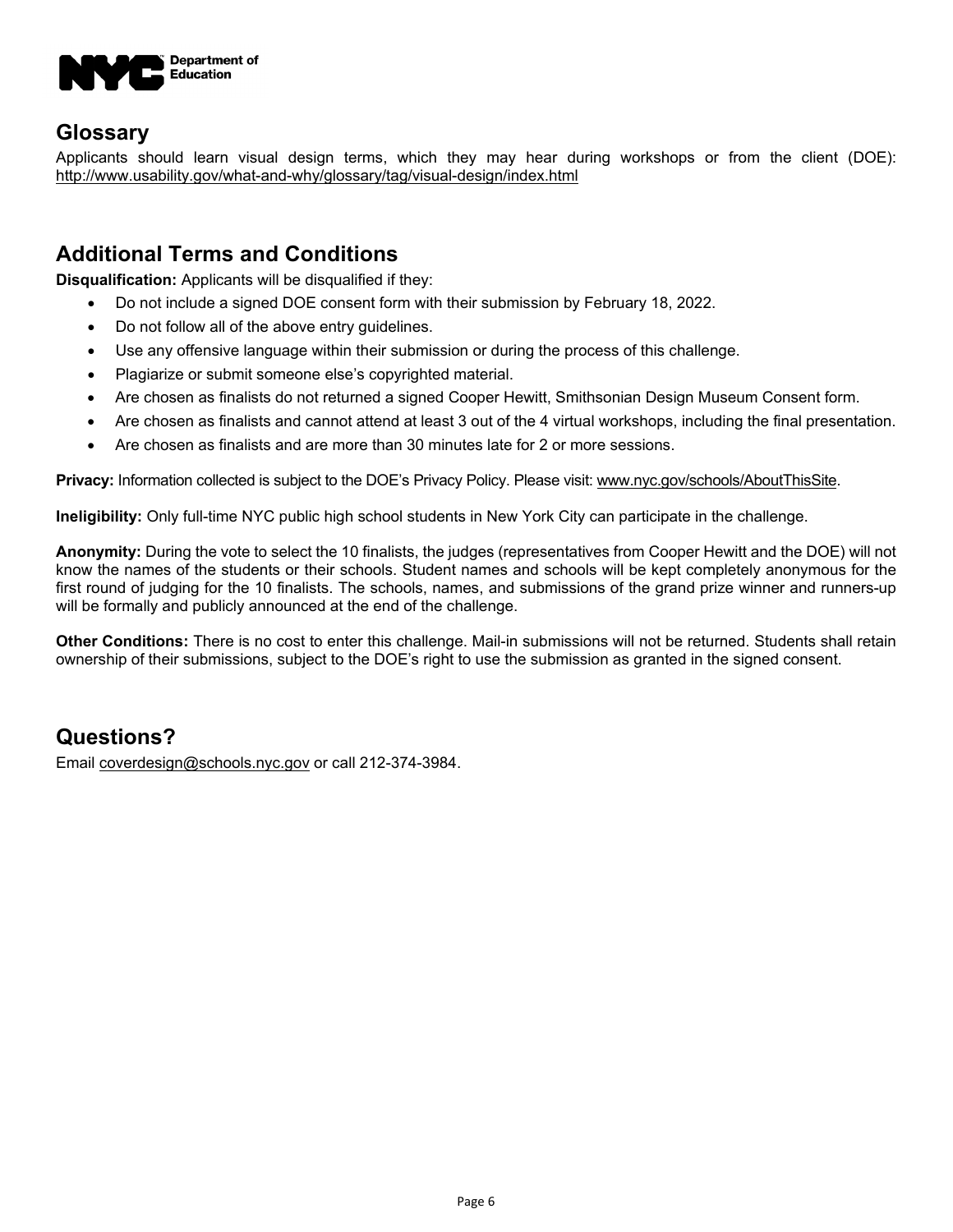## Glossary

Applicants should learn visual design terms, which they may hear during workshops or from the client (DOE): http://www.usability.gov/what-and-why/glossary/tag/visual-design/index.html

## Additional Terms and Conditions

**Disqualification:** Applicants will be disqualified if they:

- Do not include a signed DOE consent form with their submission by February 18, 2022.
- Do not follow all of the above entry guidelines.
- Use any offensive language within their submission or during the process of this challenge.
- Plagiarize or submit someone else's copyrighted material.
- Are chosen as finalists do not returned a signed Cooper Hewitt, Smithsonian Design Museum Consent form.
- Are chosen as finalists and cannot attend at least 3 out of the 4 virtual workshops, including the final presentation.
- Are chosen as finalists and are more than 30 minutes late for 2 or more sessions.

**Privacy:** Information collected is subject to the DOE's Privacy Policy. Please visit: www.nyc.gov/schools/AboutThisSite.

**Ineligibility:** Only full-time NYC public high school students in New York City can participate in the challenge.

**Anonymity:** During the vote to select the 10 finalists, the judges (representatives from Cooper Hewitt and the DOE) will not know the names of the students or their schools. Student names and schools will be kept completely anonymous for the first round of judging for the 10 finalists. The schools, names, and submissions of the grand prize winner and runners-up will be formally and publicly announced at the end of the challenge.

**Other Conditions:** There is no cost to enter this challenge. Mail-in submissions will not be returned. Students shall retain ownership of their submissions, subject to the DOE's right to use the submission as granted in the signed consent.

## Questions?

Email coverdesign@schools.nyc.gov or call 212-374-3984.